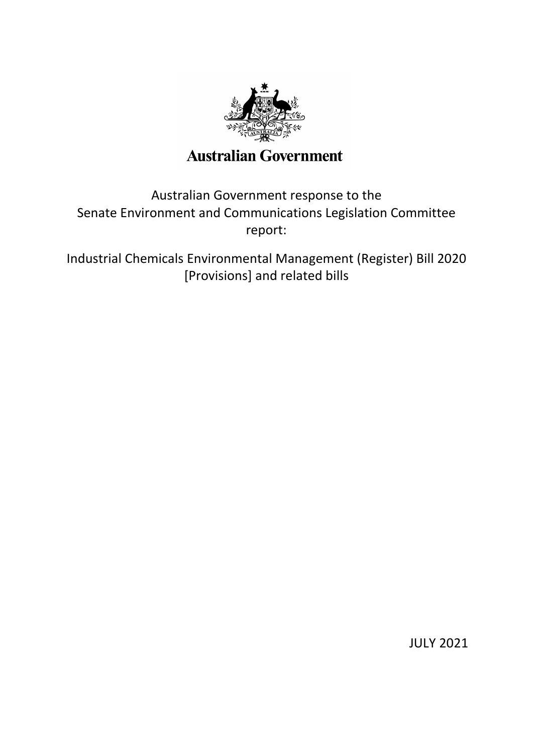Australian Government

# Australian Government response to the Senate Environment and Communications Legislation Committee report:

## Industrial Chemicals Environmental Management (Register) Bill 2020 [Provisions] and related bills

JULY 2021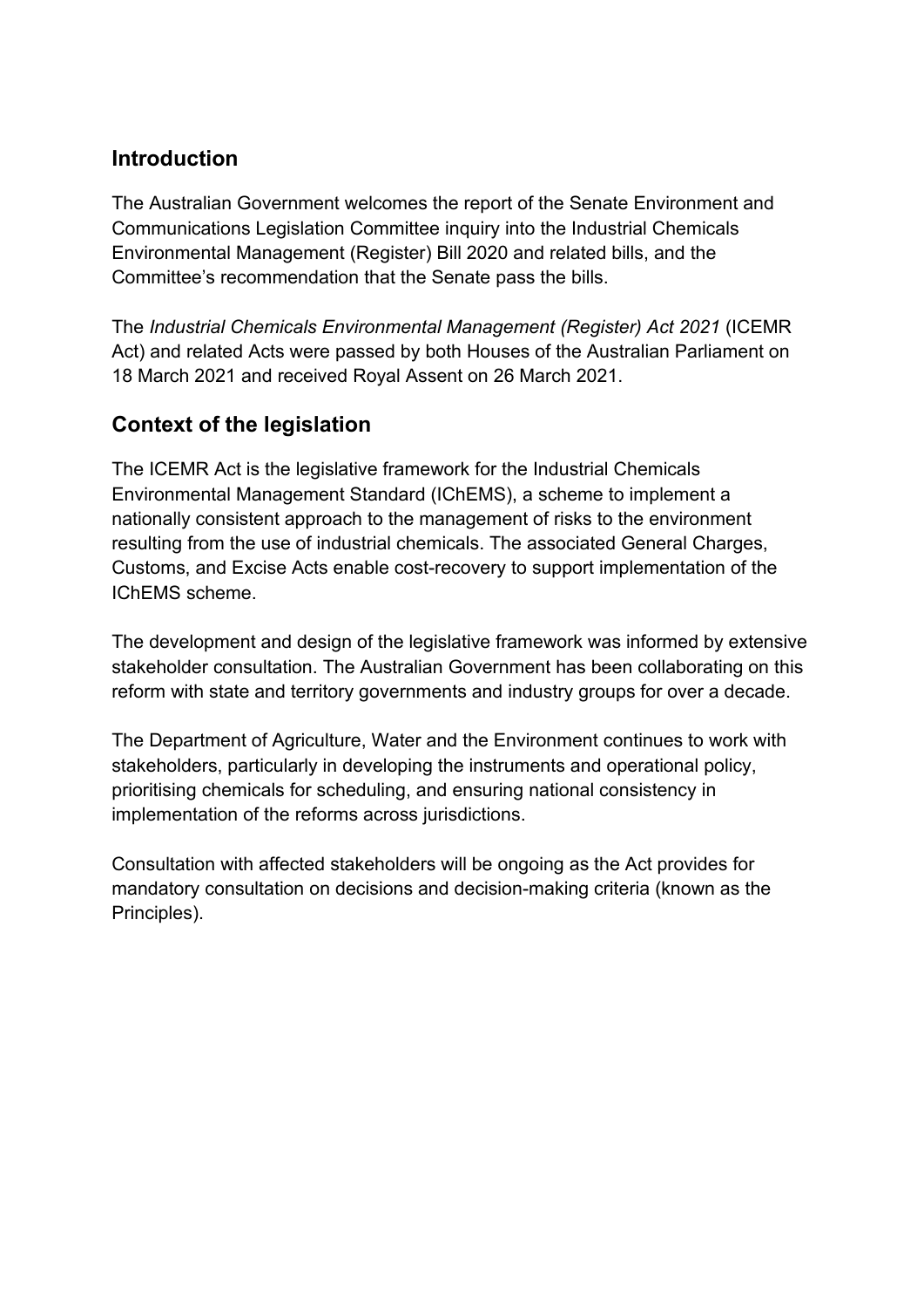## Introduction

The Australian Government welcomes the report of the Senate Environment and Communications Legislation Committee inquiry into the Industrial Chemicals Environmental Management (Register) Bill 2020 and related bills, and the Committee's recommendation that the Senate pass the bills.

The *Industrial Chemicals Environmental Management (Register) Act 2021* (ICEMR Act) and related Acts were passed by both Houses of the Australian Parliament on 18 March 2021 and received Royal Assent on 26 March 2021.

## Context of the legislation

The ICEMR Act is the legislative framework for the Industrial Chemicals Environmental Management Standard (IChEMS), a scheme to implement a nationally consistent approach to the management of risks to the environment resulting from the use of industrial chemicals. The associated General Charges, Customs, and Excise Acts enable cost-recovery to support implementation of the IChEMS scheme.

The development and design of the legislative framework was informed by extensive stakeholder consultation. The Australian Government has been collaborating on this reform with state and territory governments and industry groups for over a decade.

The Department of Agriculture, Water and the Environment continues to work with stakeholders, particularly in developing the instruments and operational policy, prioritising chemicals for scheduling, and ensuring national consistency in implementation of the reforms across jurisdictions.

Consultation with affected stakeholders will be ongoing as the Act provides for mandatory consultation on decisions and decision-making criteria (known as the Principles).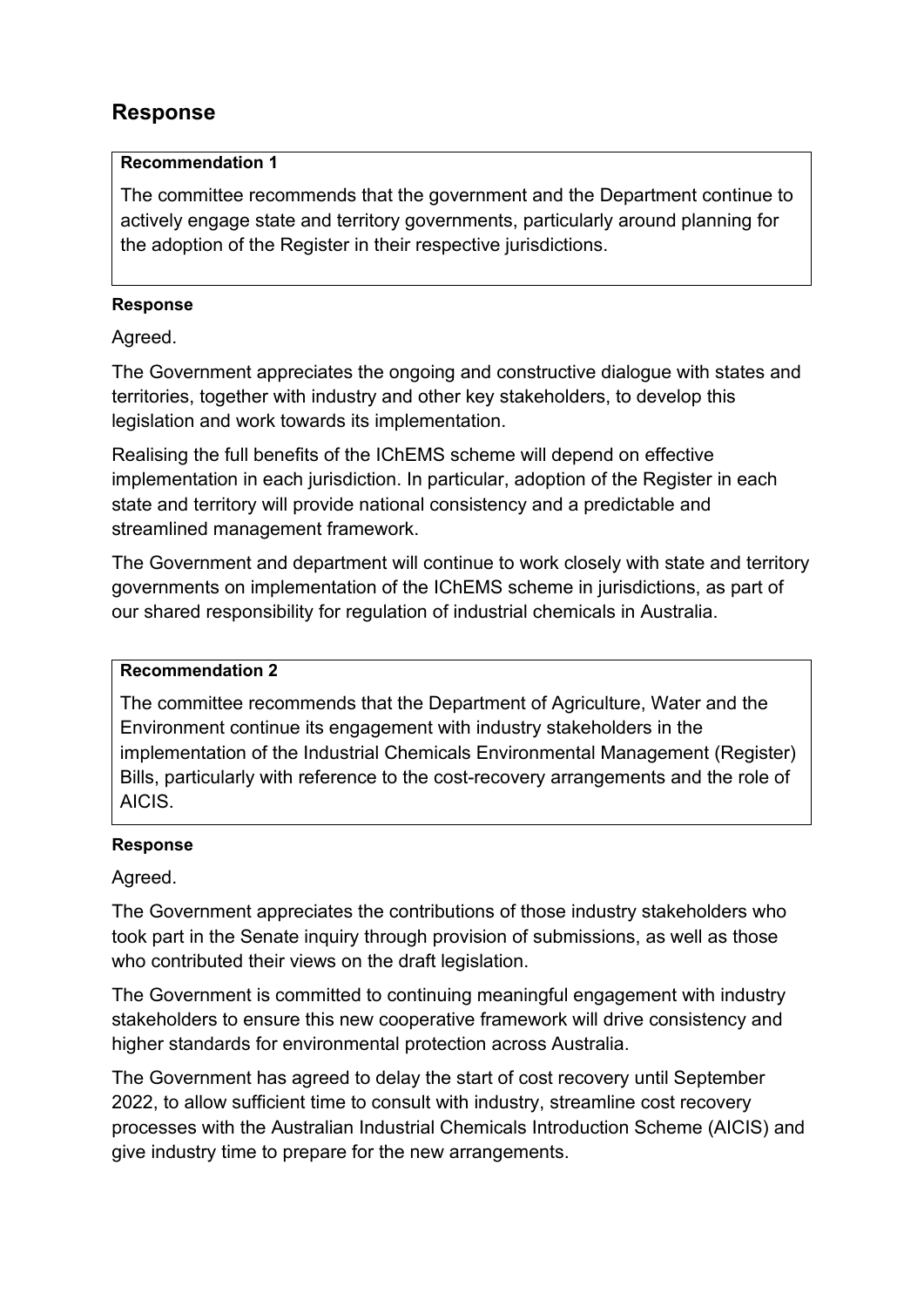## Response

> **Recommendation 1**
>
> The committee recommends that the government and the Department continue to actively engage state and territory governments, particularly around planning for the adoption of the Register in their respective jurisdictions.

**Response**

Agreed.

The Government appreciates the ongoing and constructive dialogue with states and territories, together with industry and other key stakeholders, to develop this legislation and work towards its implementation.

Realising the full benefits of the IChEMS scheme will depend on effective implementation in each jurisdiction. In particular, adoption of the Register in each state and territory will provide national consistency and a predictable and streamlined management framework.

The Government and department will continue to work closely with state and territory governments on implementation of the IChEMS scheme in jurisdictions, as part of our shared responsibility for regulation of industrial chemicals in Australia.

> **Recommendation 2**
>
> The committee recommends that the Department of Agriculture, Water and the Environment continue its engagement with industry stakeholders in the implementation of the Industrial Chemicals Environmental Management (Register) Bills, particularly with reference to the cost-recovery arrangements and the role of AICIS.

**Response**

Agreed.

The Government appreciates the contributions of those industry stakeholders who took part in the Senate inquiry through provision of submissions, as well as those who contributed their views on the draft legislation.

The Government is committed to continuing meaningful engagement with industry stakeholders to ensure this new cooperative framework will drive consistency and higher standards for environmental protection across Australia.

The Government has agreed to delay the start of cost recovery until September 2022, to allow sufficient time to consult with industry, streamline cost recovery processes with the Australian Industrial Chemicals Introduction Scheme (AICIS) and give industry time to prepare for the new arrangements.